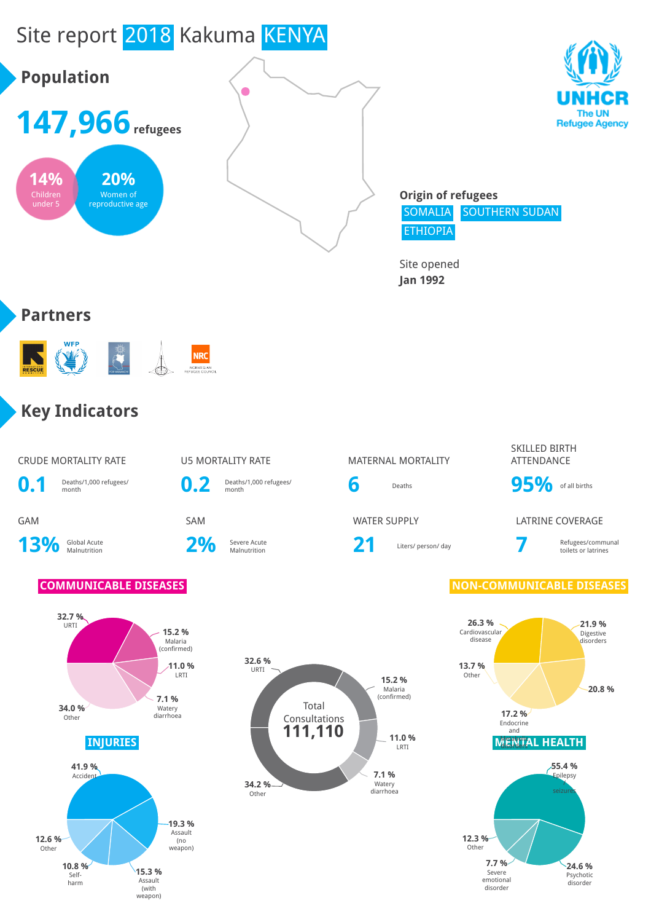# Site report 2018 Kakuma KENYA

UNHCR
The UN Refugee Agency

## Population

**147,966** refugees

**14%** Children under 5

**20%** Women of reproductive age

**Origin of refugees**
SOMALIA
SOUTHERN SUDAN
ETHIOPIA

Site opened
**Jan 1992**

## Partners

INTERNATIONAL RESCUE COMMITTEE
WFP
NRC NORWEGIAN REFUGEE COUNCIL

## Key Indicators

| CRUDE MORTALITY RATE | U5 MORTALITY RATE | MATERNAL MORTALITY | SKILLED BIRTH ATTENDANCE |
|---|---|---|---|
| **0.1** Deaths/1,000 refugees/ month | **0.2** Deaths/1,000 refugees/ month | **6** Deaths | **95%** of all births |

| GAM | SAM | WATER SUPPLY | LATRINE COVERAGE |
|---|---|---|---|
| **13%** Global Acute Malnutrition | **2%** Severe Acute Malnutrition | **21** Liters/ person/ day | **7** Refugees/communal toilets or latrines |

### COMMUNICABLE DISEASES

- 32.7 % URTI
- 15.2 % Malaria (confirmed)
- 11.0 % LRTI
- 7.1 % Watery diarrhoea
- 34.0 % Other

### Total Consultations 111,110

- 32.6 % URTI
- 15.2 % Malaria (confirmed)
- 11.0 % LRTI
- 7.1 % Watery diarrhoea
- 34.2 % Other

### NON-COMMUNICABLE DISEASES

- 26.3 % Cardiovascular disease
- 21.9 % Digestive disorders
- 20.8 %
- 17.2 % Endocrine and metabolic disorders
- 13.7 % Other

### INJURIES

- 41.9 % Accident
- 19.3 % Assault (no weapon)
- 15.3 % Assault (with weapon)
- 10.8 % Self-harm
- 12.6 % Other

### MENTAL HEALTH

- 55.4 % Epilepsy seizures
- 24.6 % Psychotic disorder
- 7.7 % Severe emotional disorder
- 12.3 % Other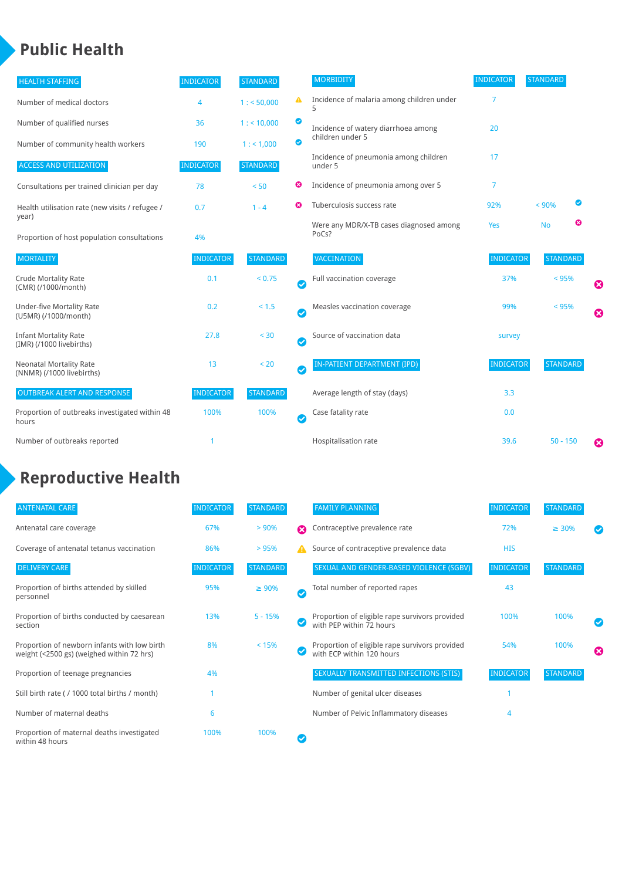# Public Health

| HEALTH STAFFING | INDICATOR | STANDARD | |
|---|---|---|---|
| Number of medical doctors | 4 | 1 : < 50,000 | ⚠ |
| Number of qualified nurses | 36 | 1 : < 10,000 | ✔ |
| Number of community health workers | 190 | 1 : < 1,000 | ✔ |

| ACCESS AND UTILIZATION | INDICATOR | STANDARD | |
|---|---|---|---|
| Consultations per trained clinician per day | 78 | < 50 | ✖ |
| Health utilisation rate (new visits / refugee / year) | 0.7 | 1 - 4 | ✖ |
| Proportion of host population consultations | 4% | | |

| MORTALITY | INDICATOR | STANDARD | |
|---|---|---|---|
| Crude Mortality Rate (CMR) (/1000/month) | 0.1 | < 0.75 | ✔ |
| Under-five Mortality Rate (U5MR) (/1000/month) | 0.2 | < 1.5 | ✔ |
| Infant Mortality Rate (IMR) (/1000 livebirths) | 27.8 | < 30 | ✔ |
| Neonatal Mortality Rate (NNMR) (/1000 livebirths) | 13 | < 20 | ✔ |

| OUTBREAK ALERT AND RESPONSE | INDICATOR | STANDARD | |
|---|---|---|---|
| Proportion of outbreaks investigated within 48 hours | 100% | 100% | ✔ |
| Number of outbreaks reported | 1 | | |

| MORBIDITY | INDICATOR | STANDARD | |
|---|---|---|---|
| Incidence of malaria among children under 5 | 7 | | |
| Incidence of watery diarrhoea among children under 5 | 20 | | |
| Incidence of pneumonia among children under 5 | 17 | | |
| Incidence of pneumonia among over 5 | 7 | | |
| Tuberculosis success rate | 92% | < 90% | ✔ |
| Were any MDR/X-TB cases diagnosed among PoCs? | Yes | No | ✖ |

| VACCINATION | INDICATOR | STANDARD | |
|---|---|---|---|
| Full vaccination coverage | 37% | < 95% | ✖ |
| Measles vaccination coverage | 99% | < 95% | ✖ |
| Source of vaccination data | survey | | |

| IN-PATIENT DEPARTMENT (IPD) | INDICATOR | STANDARD | |
|---|---|---|---|
| Average length of stay (days) | 3.3 | | |
| Case fatality rate | 0.0 | | |
| Hospitalisation rate | 39.6 | 50 - 150 | ✖ |

# Reproductive Health

| ANTENATAL CARE | INDICATOR | STANDARD | |
|---|---|---|---|
| Antenatal care coverage | 67% | > 90% | ✖ |
| Coverage of antenatal tetanus vaccination | 86% | > 95% | ⚠ |

| DELIVERY CARE | INDICATOR | STANDARD | |
|---|---|---|---|
| Proportion of births attended by skilled personnel | 95% | ≥ 90% | ✔ |
| Proportion of births conducted by caesarean section | 13% | 5 - 15% | ✔ |
| Proportion of newborn infants with low birth weight (<2500 gs) (weighed within 72 hrs) | 8% | < 15% | ✔ |
| Proportion of teenage pregnancies | 4% | | |
| Still birth rate ( / 1000 total births / month) | 1 | | |
| Number of maternal deaths | 6 | | |
| Proportion of maternal deaths investigated within 48 hours | 100% | 100% | ✔ |

| FAMILY PLANNING | INDICATOR | STANDARD | |
|---|---|---|---|
| Contraceptive prevalence rate | 72% | ≥ 30% | ✔ |
| Source of contraceptive prevalence data | HIS | | |

| SEXUAL AND GENDER-BASED VIOLENCE (SGBV) | INDICATOR | STANDARD | |
|---|---|---|---|
| Total number of reported rapes | 43 | | |
| Proportion of eligible rape survivors provided with PEP within 72 hours | 100% | 100% | ✔ |
| Proportion of eligible rape survivors provided with ECP within 120 hours | 54% | 100% | ✖ |

| SEXUALLY TRANSMITTED INFECTIONS (STIS) | INDICATOR | STANDARD |
|---|---|---|
| Number of genital ulcer diseases | 1 | |
| Number of Pelvic Inflammatory diseases | 4 | |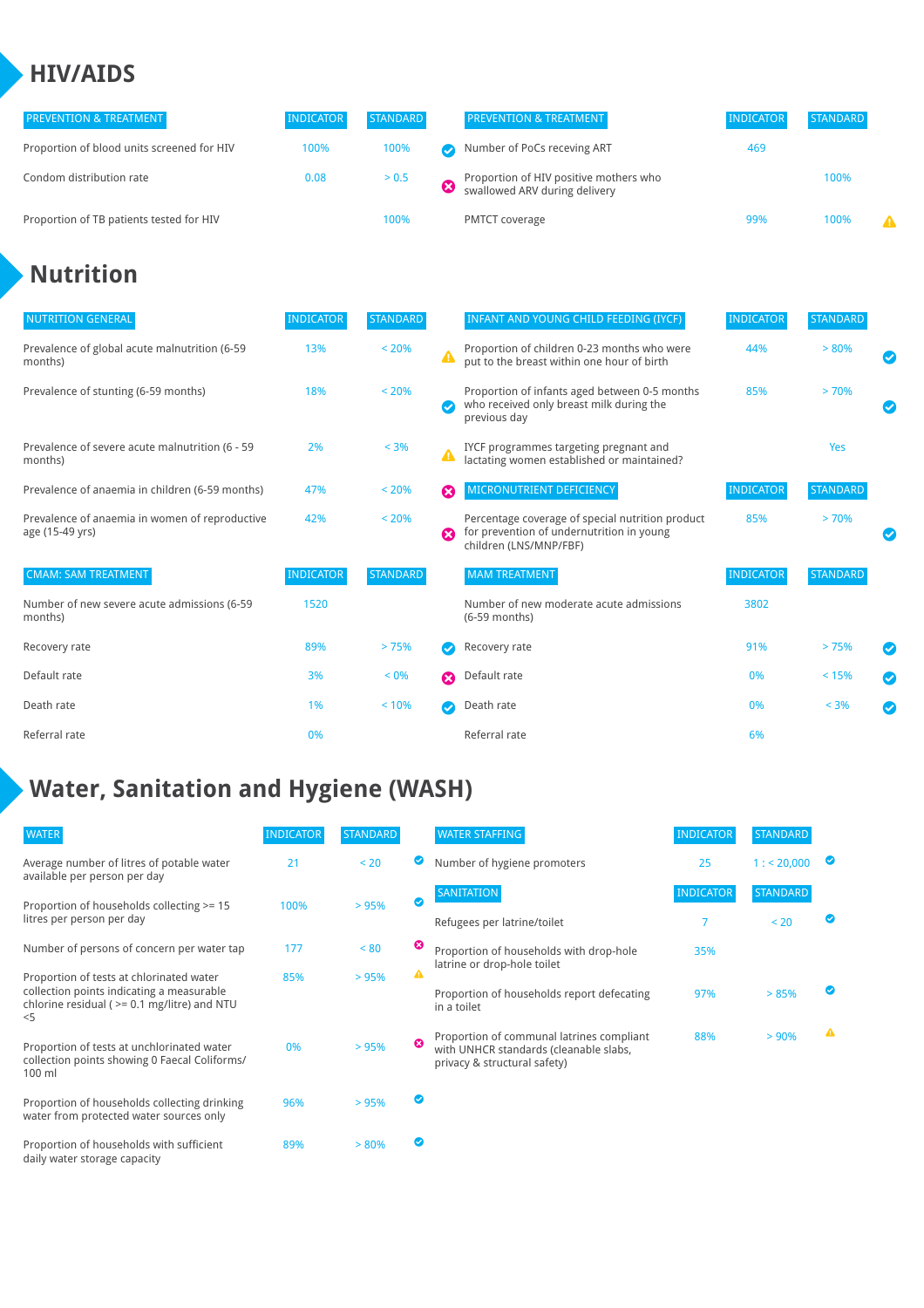# HIV/AIDS

| PREVENTION & TREATMENT | INDICATOR | STANDARD | |
|---|---|---|---|
| Proportion of blood units screened for HIV | 100% | 100% | ✔ |
| Condom distribution rate | 0.08 | > 0.5 | ✖ |
| Proportion of TB patients tested for HIV | | 100% | |

| PREVENTION & TREATMENT | INDICATOR | STANDARD | |
|---|---|---|---|
| Number of PoCs receving ART | 469 | | |
| Proportion of HIV positive mothers who swallowed ARV during delivery | | 100% | |
| PMTCT coverage | 99% | 100% | ⚠ |

# Nutrition

| NUTRITION GENERAL | INDICATOR | STANDARD | |
|---|---|---|---|
| Prevalence of global acute malnutrition (6-59 months) | 13% | < 20% | ⚠ |
| Prevalence of stunting (6-59 months) | 18% | < 20% | ✔ |
| Prevalence of severe acute malnutrition (6 - 59 months) | 2% | < 3% | ⚠ |
| Prevalence of anaemia in children (6-59 months) | 47% | < 20% | ✖ |
| Prevalence of anaemia in women of reproductive age (15-49 yrs) | 42% | < 20% | ✖ |

| INFANT AND YOUNG CHILD FEEDING (IYCF) | INDICATOR | STANDARD | |
|---|---|---|---|
| Proportion of children 0-23 months who were put to the breast within one hour of birth | 44% | > 80% | ✔ |
| Proportion of infants aged between 0-5 months who received only breast milk during the previous day | 85% | > 70% | ✔ |
| IYCF programmes targeting pregnant and lactating women established or maintained? | | Yes | |

| MICRONUTRIENT DEFICIENCY | INDICATOR | STANDARD | |
|---|---|---|---|
| Percentage coverage of special nutrition product for prevention of undernutrition in young children (LNS/MNP/FBF) | 85% | > 70% | ✔ |

| CMAM: SAM TREATMENT | INDICATOR | STANDARD | |
|---|---|---|---|
| Number of new severe acute admissions (6-59 months) | 1520 | | |
| Recovery rate | 89% | > 75% | ✔ |
| Default rate | 3% | < 0% | ✖ |
| Death rate | 1% | < 10% | ✔ |
| Referral rate | 0% | | |

| MAM TREATMENT | INDICATOR | STANDARD | |
|---|---|---|---|
| Number of new moderate acute admissions (6-59 months) | 3802 | | |
| Recovery rate | 91% | > 75% | ✔ |
| Default rate | 0% | < 15% | ✔ |
| Death rate | 0% | < 3% | ✔ |
| Referral rate | 6% | | |

# Water, Sanitation and Hygiene (WASH)

| WATER | INDICATOR | STANDARD | |
|---|---|---|---|
| Average number of litres of potable water available per person per day | 21 | < 20 | ✔ |
| Proportion of households collecting >= 15 litres per person per day | 100% | > 95% | ✔ |
| Number of persons of concern per water tap | 177 | < 80 | ✖ |
| Proportion of tests at chlorinated water collection points indicating a measurable chlorine residual ( >= 0.1 mg/litre) and NTU <5 | 85% | > 95% | ⚠ |
| Proportion of tests at unchlorinated water collection points showing 0 Faecal Coliforms/ 100 ml | 0% | > 95% | ✖ |
| Proportion of households collecting drinking water from protected water sources only | 96% | > 95% | ✔ |
| Proportion of households with sufficient daily water storage capacity | 89% | > 80% | ✔ |

| WATER STAFFING | INDICATOR | STANDARD | |
|---|---|---|---|
| Number of hygiene promoters | 25 | 1 : < 20,000 | ✔ |

| SANITATION | INDICATOR | STANDARD | |
|---|---|---|---|
| Refugees per latrine/toilet | 7 | < 20 | ✔ |
| Proportion of households with drop-hole latrine or drop-hole toilet | 35% | | |
| Proportion of households report defecating in a toilet | 97% | > 85% | ✔ |
| Proportion of communal latrines compliant with UNHCR standards (cleanable slabs, privacy & structural safety) | 88% | > 90% | ⚠ |